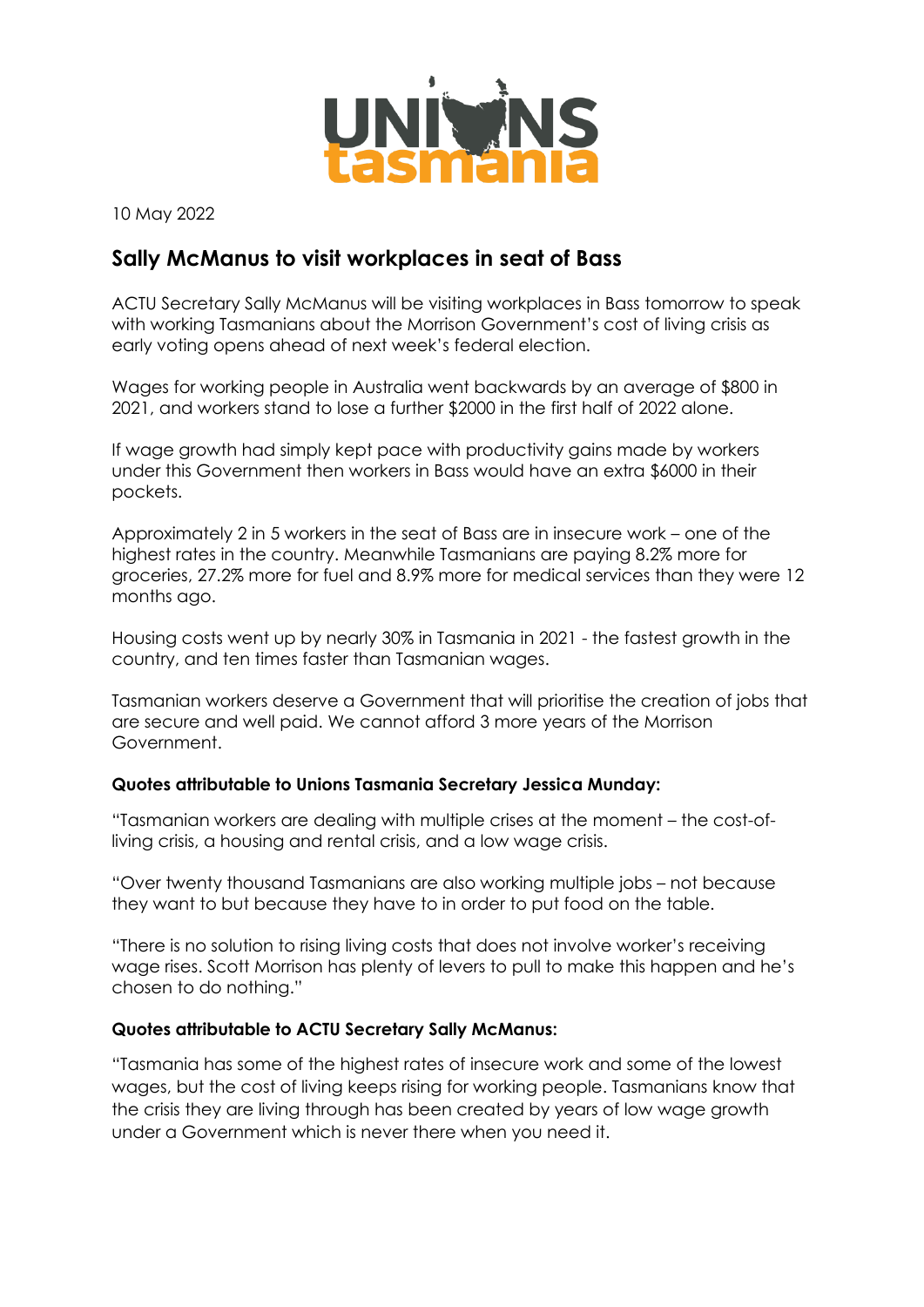10 May 2022

## Sally McManus to visit workplaces in seat of Bass

ACTU Secretary Sally McManus will be visiting workplaces in Bass tomorrow to speak with working Tasmanians about the Morrison Government's cost of living crisis as early voting opens ahead of next week's federal election.

Wages for working people in Australia went backwards by an average of $800 in 2021, and workers stand to lose a further $2000 in the first half of 2022 alone.

If wage growth had simply kept pace with productivity gains made by workers under this Government then workers in Bass would have an extra $6000 in their pockets.

Approximately 2 in 5 workers in the seat of Bass are in insecure work – one of the highest rates in the country. Meanwhile Tasmanians are paying 8.2% more for groceries, 27.2% more for fuel and 8.9% more for medical services than they were 12 months ago.

Housing costs went up by nearly 30% in Tasmania in 2021 - the fastest growth in the country, and ten times faster than Tasmanian wages.

Tasmanian workers deserve a Government that will prioritise the creation of jobs that are secure and well paid. We cannot afford 3 more years of the Morrison Government.

**Quotes attributable to Unions Tasmania Secretary Jessica Munday:**

"Tasmanian workers are dealing with multiple crises at the moment – the cost-of-living crisis, a housing and rental crisis, and a low wage crisis.

"Over twenty thousand Tasmanians are also working multiple jobs – not because they want to but because they have to in order to put food on the table.

"There is no solution to rising living costs that does not involve worker's receiving wage rises. Scott Morrison has plenty of levers to pull to make this happen and he's chosen to do nothing."

**Quotes attributable to ACTU Secretary Sally McManus:**

"Tasmania has some of the highest rates of insecure work and some of the lowest wages, but the cost of living keeps rising for working people. Tasmanians know that the crisis they are living through has been created by years of low wage growth under a Government which is never there when you need it.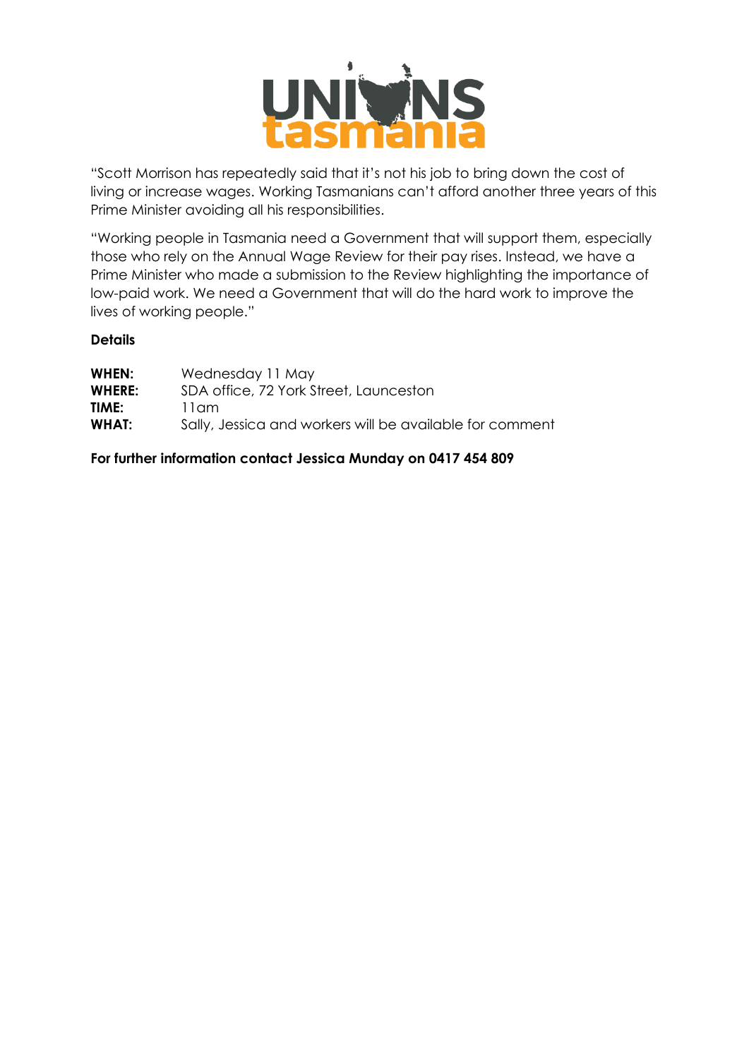"Scott Morrison has repeatedly said that it's not his job to bring down the cost of living or increase wages. Working Tasmanians can't afford another three years of this Prime Minister avoiding all his responsibilities.

"Working people in Tasmania need a Government that will support them, especially those who rely on the Annual Wage Review for their pay rises. Instead, we have a Prime Minister who made a submission to the Review highlighting the importance of low-paid work. We need a Government that will do the hard work to improve the lives of working people."

**Details**

| | |
|---|---|
| **WHEN:** | Wednesday 11 May |
| **WHERE:** | SDA office, 72 York Street, Launceston |
| **TIME:** | 11am |
| **WHAT:** | Sally, Jessica and workers will be available for comment |

**For further information contact Jessica Munday on 0417 454 809**